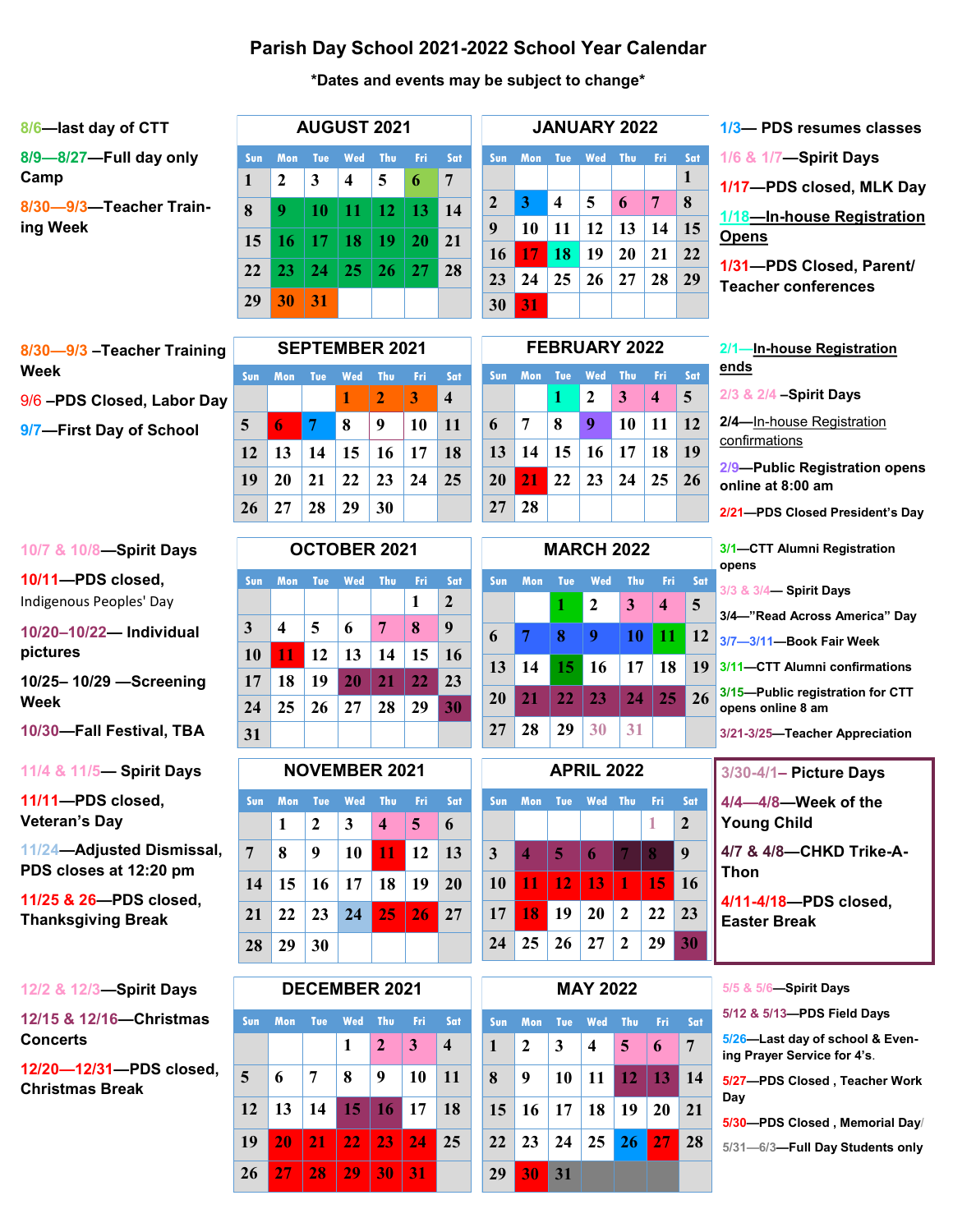# Parish Day School 2021-2022 School Year Calendar

*Dates and events may be subject to change*

8/6—last day of CTT

8/9—8/27—Full day only Camp

8/30—9/3—Teacher Training Week

## AUGUST 2021

| Sun | Mon | Tue | Wed | Thu | Fri | Sat |
|---|---|---|---|---|---|---|
| 1 | 2 | 3 | 4 | 5 | 6 | 7 |
| 8 | 9 | 10 | 11 | 12 | 13 | 14 |
| 15 | 16 | 17 | 18 | 19 | 20 | 21 |
| 22 | 23 | 24 | 25 | 26 | 27 | 28 |
| 29 | 30 | 31 | | | | |

## JANUARY 2022

| Sun | Mon | Tue | Wed | Thu | Fri | Sat |
|---|---|---|---|---|---|---|
| | | | | | | 1 |
| 2 | 3 | 4 | 5 | 6 | 7 | 8 |
| 9 | 10 | 11 | 12 | 13 | 14 | 15 |
| 16 | 17 | 18 | 19 | 20 | 21 | 22 |
| 23 | 24 | 25 | 26 | 27 | 28 | 29 |
| 30 | 31 | | | | | |

1/3— PDS resumes classes

1/6 & 1/7—Spirit Days

1/17—PDS closed, MLK Day

1/18—In-house Registration Opens

1/31—PDS Closed, Parent/ Teacher conferences

8/30—9/3 –Teacher Training Week

9/6 –PDS Closed, Labor Day

9/7—First Day of School

## SEPTEMBER 2021

| Sun | Mon | Tue | Wed | Thu | Fri | Sat |
|---|---|---|---|---|---|---|
| | | | 1 | 2 | 3 | 4 |
| 5 | 6 | 7 | 8 | 9 | 10 | 11 |
| 12 | 13 | 14 | 15 | 16 | 17 | 18 |
| 19 | 20 | 21 | 22 | 23 | 24 | 25 |
| 26 | 27 | 28 | 29 | 30 | | |

## FEBRUARY 2022

| Sun | Mon | Tue | Wed | Thu | Fri | Sat |
|---|---|---|---|---|---|---|
| | | 1 | 2 | 3 | 4 | 5 |
| 6 | 7 | 8 | 9 | 10 | 11 | 12 |
| 13 | 14 | 15 | 16 | 17 | 18 | 19 |
| 20 | 21 | 22 | 23 | 24 | 25 | 26 |
| 27 | 28 | | | | | |

2/1—In-house Registration ends

2/3 & 2/4 –Spirit Days

2/4—In-house Registration confirmations

2/9—Public Registration opens online at 8:00 am

2/21—PDS Closed President's Day

10/7 & 10/8—Spirit Days

10/11—PDS closed, Indigenous Peoples' Day

10/20–10/22— Individual pictures

10/25– 10/29 —Screening Week

10/30—Fall Festival, TBA

## OCTOBER 2021

| Sun | Mon | Tue | Wed | Thu | Fri | Sat |
|---|---|---|---|---|---|---|
| | | | | | 1 | 2 |
| 3 | 4 | 5 | 6 | 7 | 8 | 9 |
| 10 | 11 | 12 | 13 | 14 | 15 | 16 |
| 17 | 18 | 19 | 20 | 21 | 22 | 23 |
| 24 | 25 | 26 | 27 | 28 | 29 | 30 |
| 31 | | | | | | |

## MARCH 2022

| Sun | Mon | Tue | Wed | Thu | Fri | Sat |
|---|---|---|---|---|---|---|
| | | 1 | 2 | 3 | 4 | 5 |
| 6 | 7 | 8 | 9 | 10 | 11 | 12 |
| 13 | 14 | 15 | 16 | 17 | 18 | 19 |
| 20 | 21 | 22 | 23 | 24 | 25 | 26 |
| 27 | 28 | 29 | 30 | 31 | | |

3/1—CTT Alumni Registration opens

3/3 & 3/4— Spirit Days

3/4—"Read Across America" Day

3/7—3/11—Book Fair Week

3/11—CTT Alumni confirmations

3/15—Public registration for CTT opens online 8 am

3/21-3/25—Teacher Appreciation

11/4 & 11/5— Spirit Days

11/11—PDS closed, Veteran's Day

11/24—Adjusted Dismissal, PDS closes at 12:20 pm

11/25 & 26—PDS closed, Thanksgiving Break

## NOVEMBER 2021

| Sun | Mon | Tue | Wed | Thu | Fri | Sat |
|---|---|---|---|---|---|---|
| | 1 | 2 | 3 | 4 | 5 | 6 |
| 7 | 8 | 9 | 10 | 11 | 12 | 13 |
| 14 | 15 | 16 | 17 | 18 | 19 | 20 |
| 21 | 22 | 23 | 24 | 25 | 26 | 27 |
| 28 | 29 | 30 | | | | |

## APRIL 2022

| Sun | Mon | Tue | Wed | Thu | Fri | Sat |
|---|---|---|---|---|---|---|
| | | | | | 1 | 2 |
| 3 | 4 | 5 | 6 | 7 | 8 | 9 |
| 10 | 11 | 12 | 13 | 1 | 15 | 16 |
| 17 | 18 | 19 | 20 | 2 | 22 | 23 |
| 24 | 25 | 26 | 27 | 2 | 29 | 30 |

3/30-4/1– Picture Days

4/4—4/8—Week of the Young Child

4/7 & 4/8—CHKD Trike-A-Thon

4/11-4/18—PDS closed, Easter Break

12/2 & 12/3—Spirit Days

12/15 & 12/16—Christmas Concerts

12/20—12/31—PDS closed, Christmas Break

## DECEMBER 2021

| Sun | Mon | Tue | Wed | Thu | Fri | Sat |
|---|---|---|---|---|---|---|
| | | | 1 | 2 | 3 | 4 |
| 5 | 6 | 7 | 8 | 9 | 10 | 11 |
| 12 | 13 | 14 | 15 | 16 | 17 | 18 |
| 19 | 20 | 21 | 22 | 23 | 24 | 25 |
| 26 | 27 | 28 | 29 | 30 | 31 | |

## MAY 2022

| Sun | Mon | Tue | Wed | Thu | Fri | Sat |
|---|---|---|---|---|---|---|
| 1 | 2 | 3 | 4 | 5 | 6 | 7 |
| 8 | 9 | 10 | 11 | 12 | 13 | 14 |
| 15 | 16 | 17 | 18 | 19 | 20 | 21 |
| 22 | 23 | 24 | 25 | 26 | 27 | 28 |
| 29 | 30 | 31 | | | | |

5/5 & 5/6—Spirit Days

5/12 & 5/13—PDS Field Days

5/26—Last day of school & Evening Prayer Service for 4's.

5/27—PDS Closed , Teacher Work Day

5/30—PDS Closed , Memorial Day/

5/31—6/3—Full Day Students only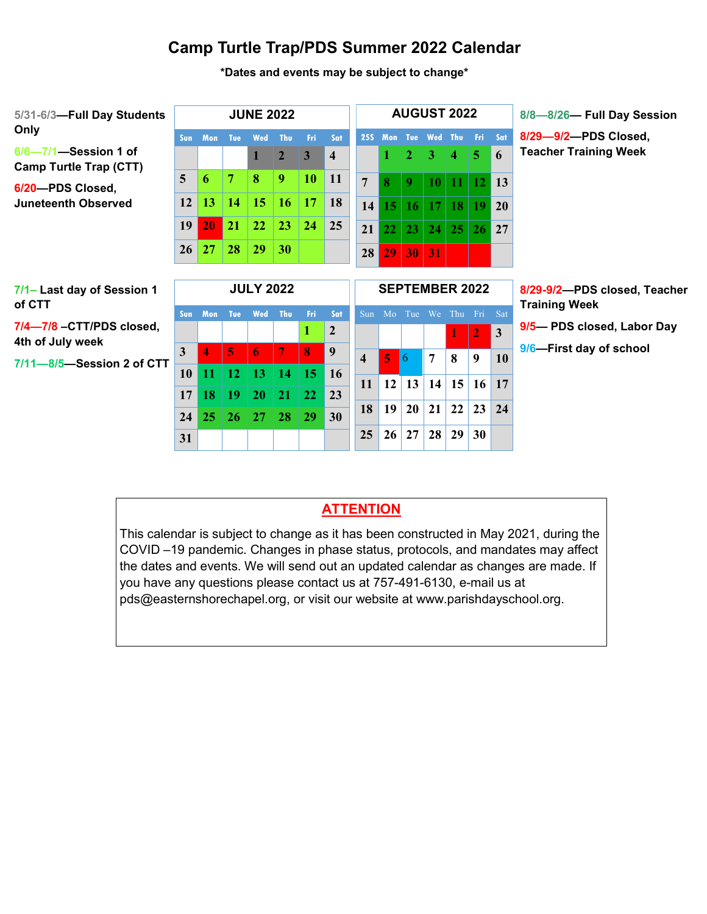# Camp Turtle Trap/PDS Summer 2022 Calendar

***Dates and events may be subject to change***

**5/31-6/3—Full Day Students Only**

**6/6—7/1—Session 1 of Camp Turtle Trap (CTT)**

**6/20—PDS Closed, Juneteenth Observed**

## JUNE 2022

| Sun | Mon | Tue | Wed | Thu | Fri | Sat |
|---|---|---|---|---|---|---|
| | | | 1 | 2 | 3 | 4 |
| 5 | 6 | 7 | 8 | 9 | 10 | 11 |
| 12 | 13 | 14 | 15 | 16 | 17 | 18 |
| 19 | 20 | 21 | 22 | 23 | 24 | 25 |
| 26 | 27 | 28 | 29 | 30 | | |

## AUGUST 2022

| 25S | Mon | Tue | Wed | Thu | Fri | Sat |
|---|---|---|---|---|---|---|
| | 1 | 2 | 3 | 4 | 5 | 6 |
| 7 | 8 | 9 | 10 | 11 | 12 | 13 |
| 14 | 15 | 16 | 17 | 18 | 19 | 20 |
| 21 | 22 | 23 | 24 | 25 | 26 | 27 |
| 28 | 29 | 30 | 31 | | | |

**8/8—8/26— Full Day Session**

**8/29—9/2—PDS Closed, Teacher Training Week**

**7/1– Last day of Session 1 of CTT**

**7/4—7/8 –CTT/PDS closed, 4th of July week**

**7/11—8/5—Session 2 of CTT**

## JULY 2022

| Sun | Mon | Tue | Wed | Thu | Fri | Sat |
|---|---|---|---|---|---|---|
| | | | | | 1 | 2 |
| 3 | 4 | 5 | 6 | 7 | 8 | 9 |
| 10 | 11 | 12 | 13 | 14 | 15 | 16 |
| 17 | 18 | 19 | 20 | 21 | 22 | 23 |
| 24 | 25 | 26 | 27 | 28 | 29 | 30 |
| 31 | | | | | | |

## SEPTEMBER 2022

| Sun | Mo | Tue | We | Thu | Fri | Sat |
|---|---|---|---|---|---|---|
| | | | | 1 | 2 | 3 |
| 4 | 5 | 6 | 7 | 8 | 9 | 10 |
| 11 | 12 | 13 | 14 | 15 | 16 | 17 |
| 18 | 19 | 20 | 21 | 22 | 23 | 24 |
| 25 | 26 | 27 | 28 | 29 | 30 | |

**8/29-9/2—PDS closed, Teacher Training Week**

**9/5— PDS closed, Labor Day**

**9/6—First day of school**

## ATTENTION

This calendar is subject to change as it has been constructed in May 2021, during the COVID –19 pandemic. Changes in phase status, protocols, and mandates may affect the dates and events. We will send out an updated calendar as changes are made. If you have any questions please contact us at 757-491-6130, e-mail us at pds@easternshorechapel.org, or visit our website at www.parishdayschool.org.